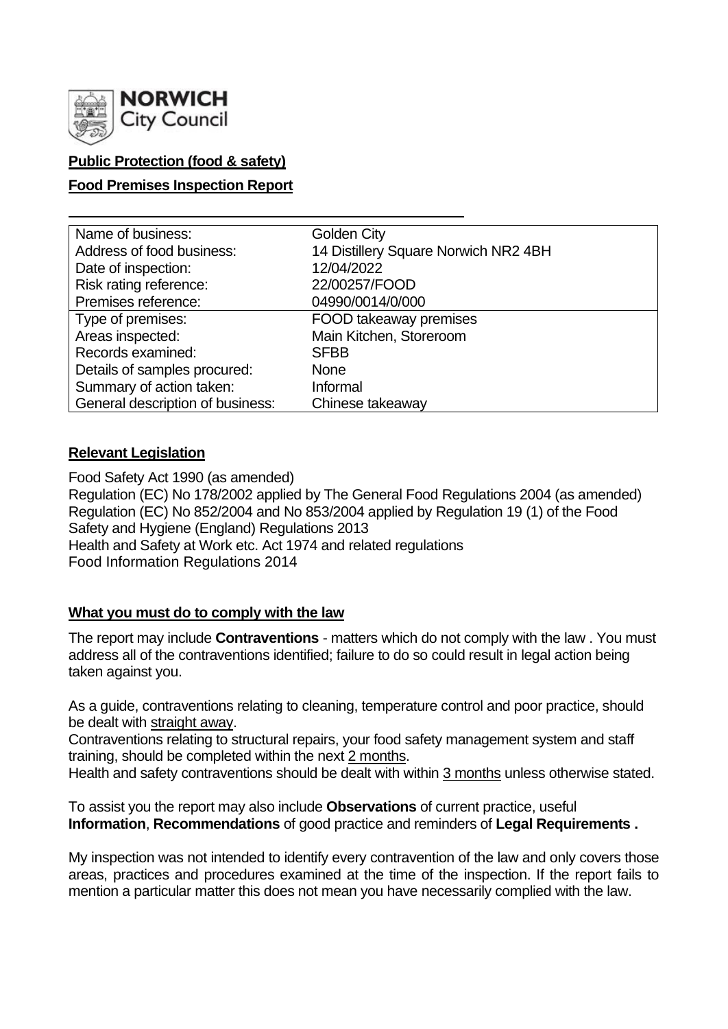**NORWICH**
City Council

**Public Protection (food & safety)**

**Food Premises Inspection Report**

| | |
|---|---|
| Name of business: | Golden City |
| Address of food business: | 14 Distillery Square Norwich NR2 4BH |
| Date of inspection: | 12/04/2022 |
| Risk rating reference: | 22/00257/FOOD |
| Premises reference: | 04990/0014/0/000 |
| Type of premises: | FOOD takeaway premises |
| Areas inspected: | Main Kitchen, Storeroom |
| Records examined: | SFBB |
| Details of samples procured: | None |
| Summary of action taken: | Informal |
| General description of business: | Chinese takeaway |

**Relevant Legislation**

Food Safety Act 1990 (as amended)
Regulation (EC) No 178/2002 applied by The General Food Regulations 2004 (as amended)
Regulation (EC) No 852/2004 and No 853/2004 applied by Regulation 19 (1) of the Food Safety and Hygiene (England) Regulations 2013
Health and Safety at Work etc. Act 1974 and related regulations
Food Information Regulations 2014

**What you must do to comply with the law**

The report may include **Contraventions** - matters which do not comply with the law . You must address all of the contraventions identified; failure to do so could result in legal action being taken against you.

As a guide, contraventions relating to cleaning, temperature control and poor practice, should be dealt with straight away.
Contraventions relating to structural repairs, your food safety management system and staff training, should be completed within the next 2 months.
Health and safety contraventions should be dealt with within 3 months unless otherwise stated.

To assist you the report may also include **Observations** of current practice, useful **Information**, **Recommendations** of good practice and reminders of **Legal Requirements .**

My inspection was not intended to identify every contravention of the law and only covers those areas, practices and procedures examined at the time of the inspection. If the report fails to mention a particular matter this does not mean you have necessarily complied with the law.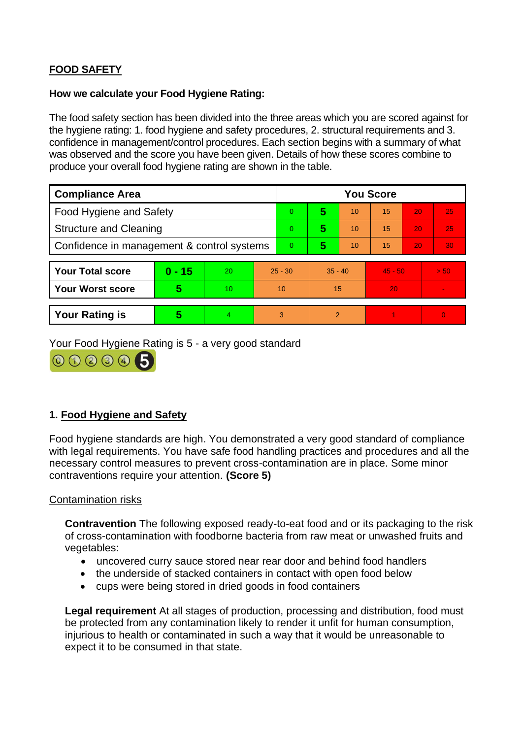**FOOD SAFETY**

**How we calculate your Food Hygiene Rating:**

The food safety section has been divided into the three areas which you are scored against for the hygiene rating: 1. food hygiene and safety procedures, 2. structural requirements and 3. confidence in management/control procedures. Each section begins with a summary of what was observed and the score you have been given. Details of how these scores combine to produce your overall food hygiene rating are shown in the table.

| Compliance Area | You Score | | | | | |
|---|---|---|---|---|---|---|
| Food Hygiene and Safety | 0 | **5** | 10 | 15 | 20 | 25 |
| Structure and Cleaning | 0 | **5** | 10 | 15 | 20 | 25 |
| Confidence in management & control systems | 0 | **5** | 10 | 15 | 20 | 30 |

| | | | | | | |
|---|---|---|---|---|---|---|
| **Your Total score** | **0 - 15** | 20 | 25 - 30 | 35 - 40 | 45 - 50 | > 50 |
| **Your Worst score** | **5** | 10 | 10 | 15 | 20 | - |

| | | | | | | |
|---|---|---|---|---|---|---|
| **Your Rating is** | **5** | 4 | 3 | 2 | 1 | 0 |

Your Food Hygiene Rating is 5 - a very good standard

## 1. Food Hygiene and Safety

Food hygiene standards are high. You demonstrated a very good standard of compliance with legal requirements. You have safe food handling practices and procedures and all the necessary control measures to prevent cross-contamination are in place. Some minor contraventions require your attention. **(Score 5)**

### Contamination risks

**Contravention** The following exposed ready-to-eat food and or its packaging to the risk of cross-contamination with foodborne bacteria from raw meat or unwashed fruits and vegetables:

- uncovered curry sauce stored near rear door and behind food handlers
- the underside of stacked containers in contact with open food below
- cups were being stored in dried goods in food containers

**Legal requirement** At all stages of production, processing and distribution, food must be protected from any contamination likely to render it unfit for human consumption, injurious to health or contaminated in such a way that it would be unreasonable to expect it to be consumed in that state.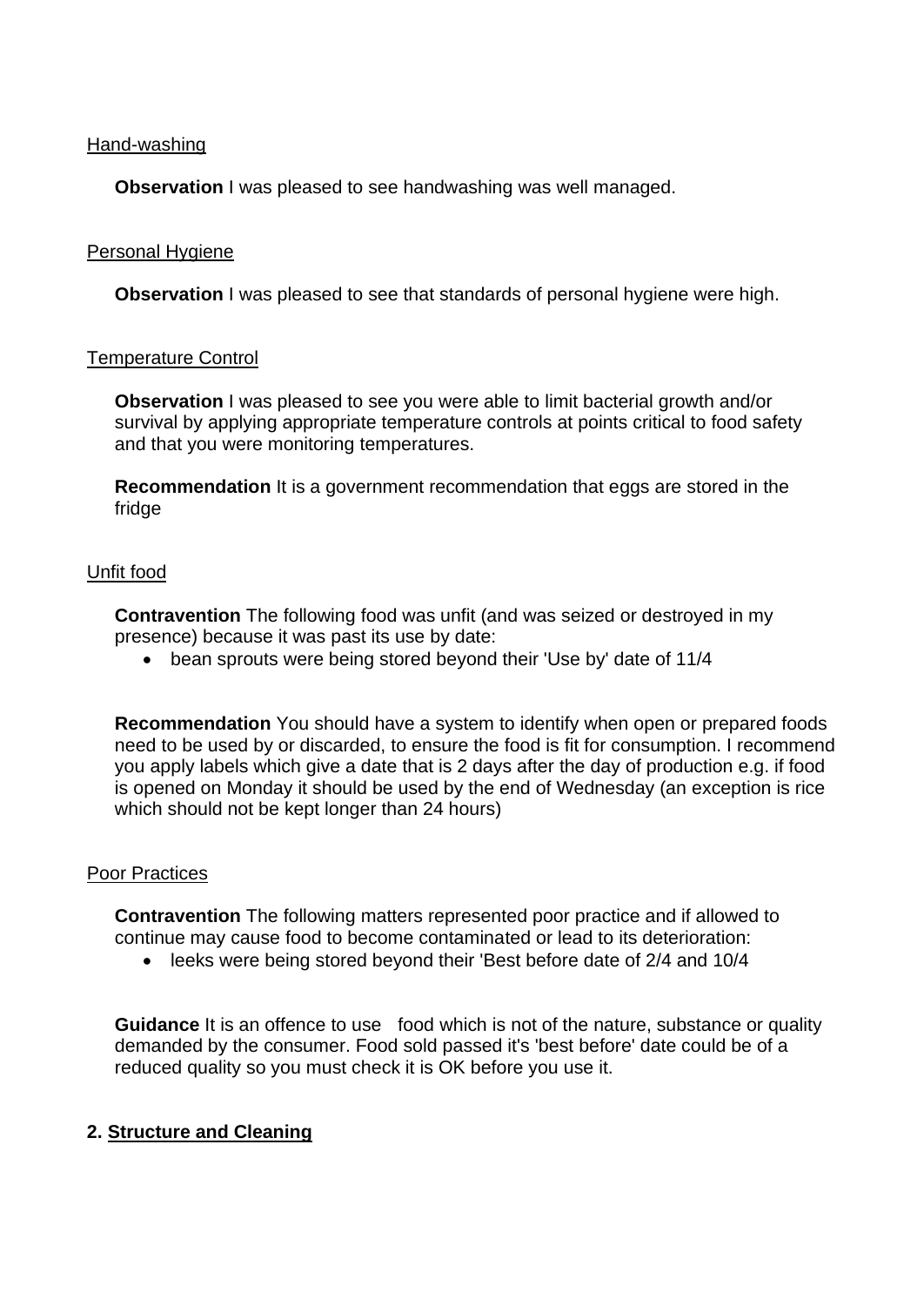Hand-washing

**Observation** I was pleased to see handwashing was well managed.

Personal Hygiene

**Observation** I was pleased to see that standards of personal hygiene were high.

Temperature Control

**Observation** I was pleased to see you were able to limit bacterial growth and/or survival by applying appropriate temperature controls at points critical to food safety and that you were monitoring temperatures.

**Recommendation** It is a government recommendation that eggs are stored in the fridge

Unfit food

**Contravention** The following food was unfit (and was seized or destroyed in my presence) because it was past its use by date:

- bean sprouts were being stored beyond their 'Use by' date of 11/4

**Recommendation** You should have a system to identify when open or prepared foods need to be used by or discarded, to ensure the food is fit for consumption. I recommend you apply labels which give a date that is 2 days after the day of production e.g. if food is opened on Monday it should be used by the end of Wednesday (an exception is rice which should not be kept longer than 24 hours)

Poor Practices

**Contravention** The following matters represented poor practice and if allowed to continue may cause food to become contaminated or lead to its deterioration:

- leeks were being stored beyond their 'Best before date of 2/4 and 10/4

**Guidance** It is an offence to use food which is not of the nature, substance or quality demanded by the consumer. Food sold passed it's 'best before' date could be of a reduced quality so you must check it is OK before you use it.

## 2. Structure and Cleaning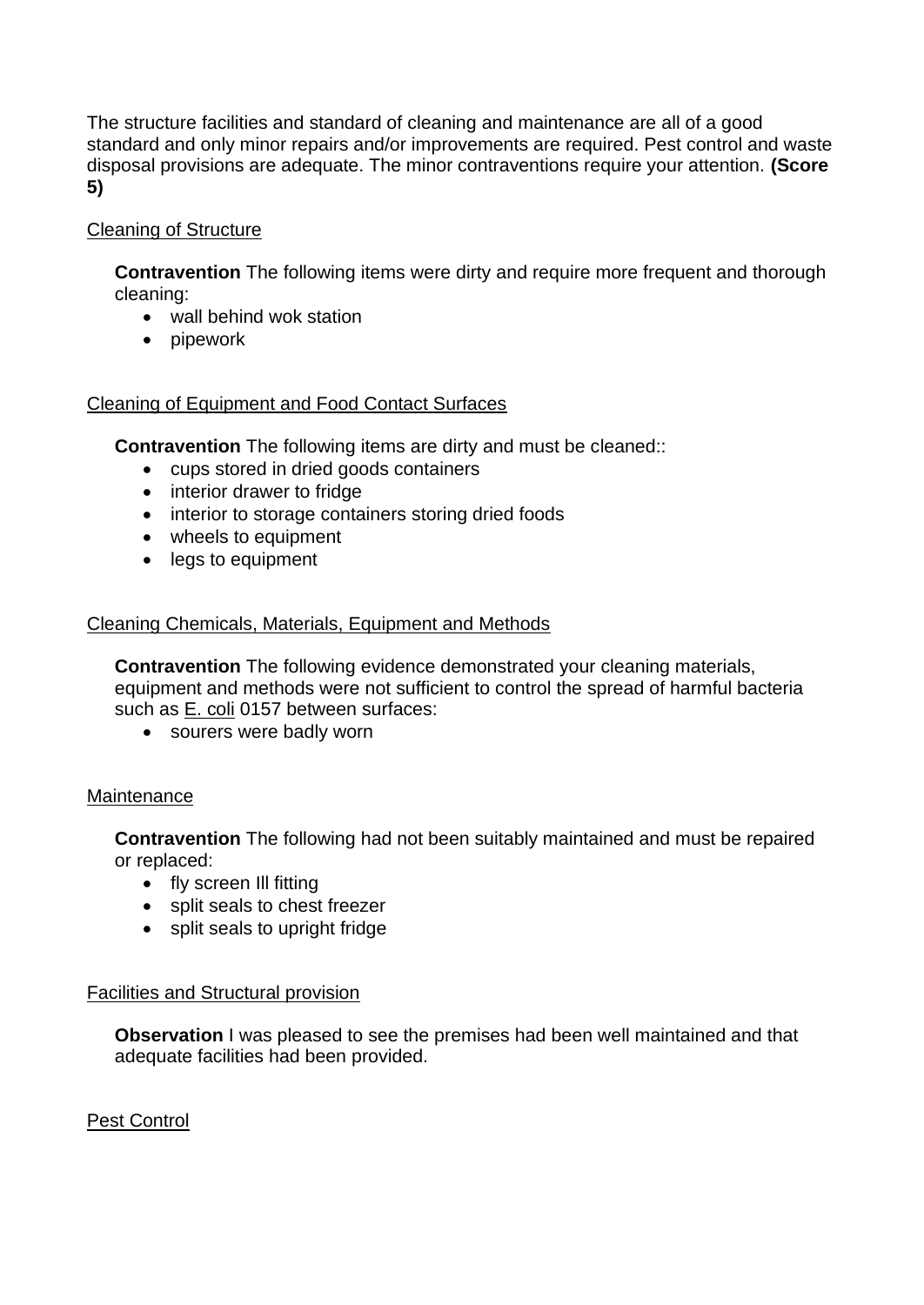The structure facilities and standard of cleaning and maintenance are all of a good standard and only minor repairs and/or improvements are required. Pest control and waste disposal provisions are adequate. The minor contraventions require your attention. **(Score 5)**

Cleaning of Structure

**Contravention** The following items were dirty and require more frequent and thorough cleaning:

- wall behind wok station
- pipework

Cleaning of Equipment and Food Contact Surfaces

**Contravention** The following items are dirty and must be cleaned::

- cups stored in dried goods containers
- interior drawer to fridge
- interior to storage containers storing dried foods
- wheels to equipment
- legs to equipment

Cleaning Chemicals, Materials, Equipment and Methods

**Contravention** The following evidence demonstrated your cleaning materials, equipment and methods were not sufficient to control the spread of harmful bacteria such as E. coli 0157 between surfaces:

- sourers were badly worn

Maintenance

**Contravention** The following had not been suitably maintained and must be repaired or replaced:

- fly screen Ill fitting
- split seals to chest freezer
- split seals to upright fridge

Facilities and Structural provision

**Observation** I was pleased to see the premises had been well maintained and that adequate facilities had been provided.

Pest Control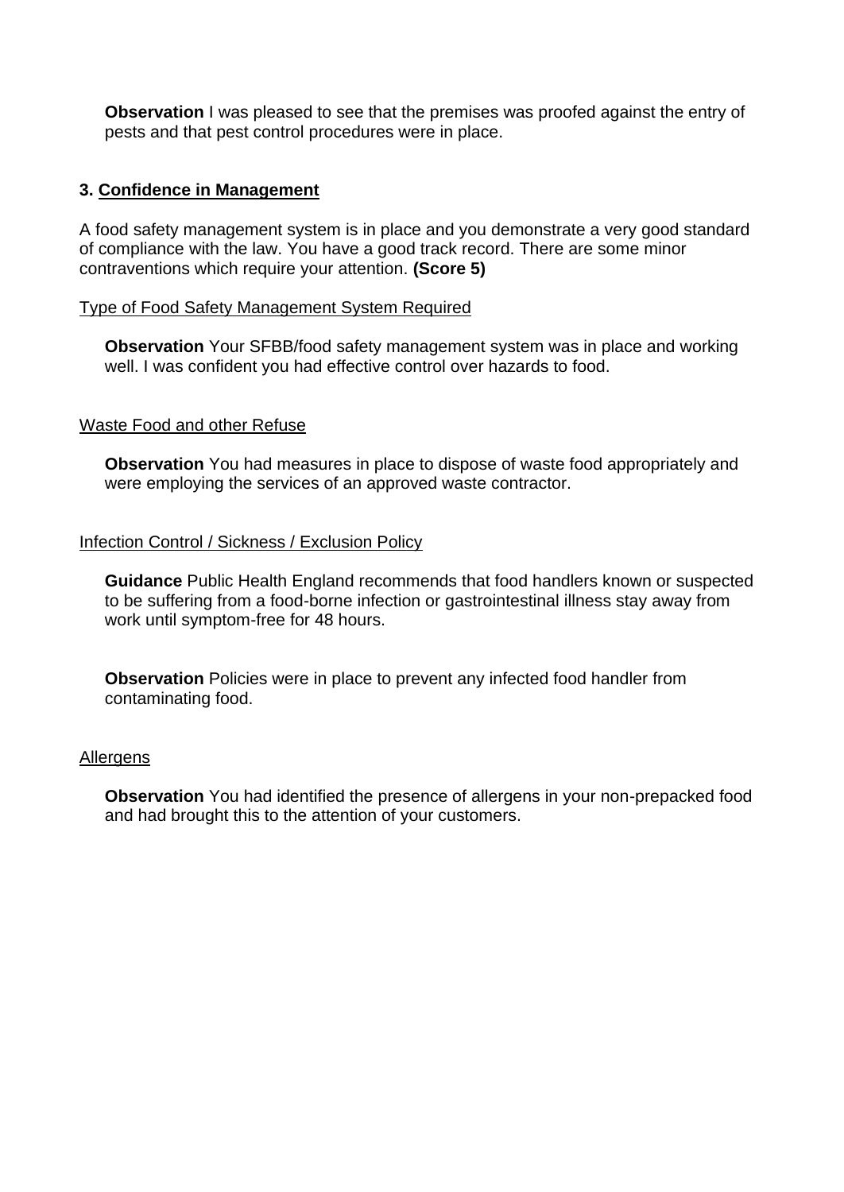**Observation** I was pleased to see that the premises was proofed against the entry of pests and that pest control procedures were in place.

### 3. Confidence in Management

A food safety management system is in place and you demonstrate a very good standard of compliance with the law. You have a good track record. There are some minor contraventions which require your attention. **(Score 5)**

Type of Food Safety Management System Required

**Observation** Your SFBB/food safety management system was in place and working well. I was confident you had effective control over hazards to food.

Waste Food and other Refuse

**Observation** You had measures in place to dispose of waste food appropriately and were employing the services of an approved waste contractor.

Infection Control / Sickness / Exclusion Policy

**Guidance** Public Health England recommends that food handlers known or suspected to be suffering from a food-borne infection or gastrointestinal illness stay away from work until symptom-free for 48 hours.

**Observation** Policies were in place to prevent any infected food handler from contaminating food.

Allergens

**Observation** You had identified the presence of allergens in your non-prepacked food and had brought this to the attention of your customers.